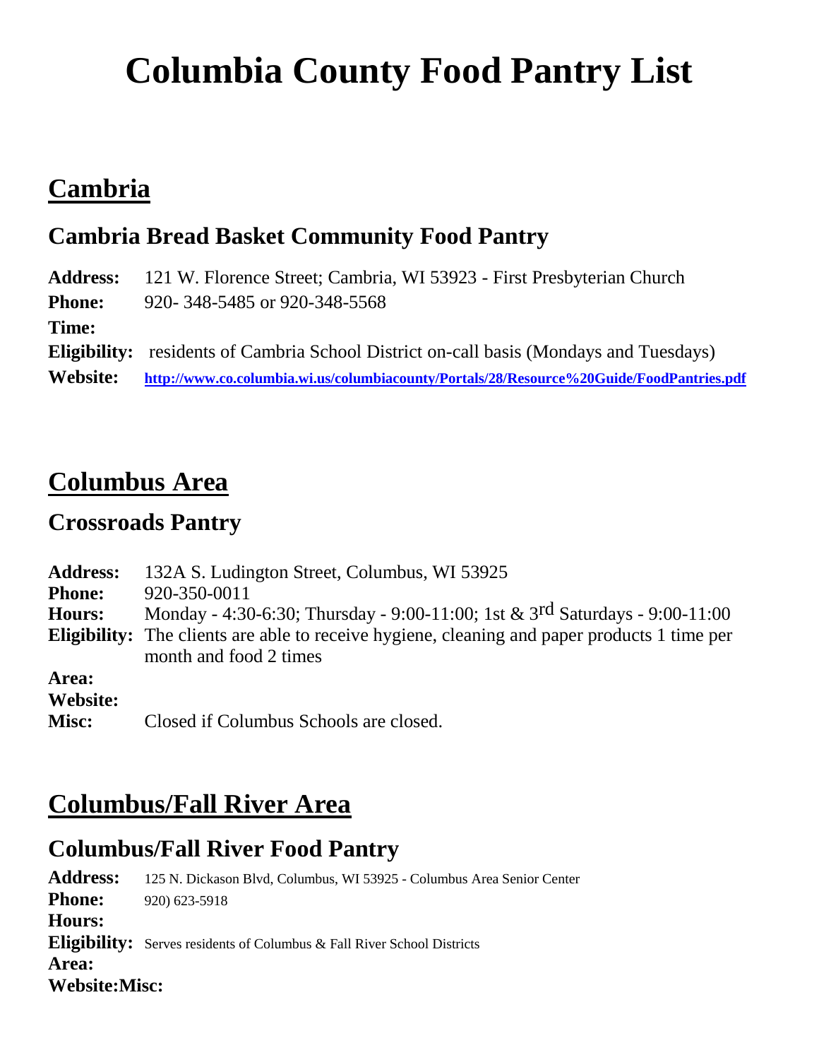# Columbia County Food Pantry List

## Cambria

### Cambria Bread Basket Community Food Pantry

**Address:** 121 W. Florence Street; Cambria, WI 53923 - First Presbyterian Church
**Phone:** 920- 348-5485 or 920-348-5568
**Time:**
**Eligibility:** residents of Cambria School District on-call basis (Mondays and Tuesdays)
**Website:** http://www.co.columbia.wi.us/columbiacounty/Portals/28/Resource%20Guide/FoodPantries.pdf

## Columbus Area

### Crossroads Pantry

**Address:** 132A S. Ludington Street, Columbus, WI 53925
**Phone:** 920-350-0011
**Hours:** Monday - 4:30-6:30; Thursday - 9:00-11:00; 1st & 3rd Saturdays - 9:00-11:00
**Eligibility:** The clients are able to receive hygiene, cleaning and paper products 1 time per month and food 2 times
**Area:**
**Website:**
**Misc:** Closed if Columbus Schools are closed.

## Columbus/Fall River Area

### Columbus/Fall River Food Pantry

**Address:** 125 N. Dickason Blvd, Columbus, WI 53925 - Columbus Area Senior Center
**Phone:** 920) 623-5918
**Hours:**
**Eligibility:** Serves residents of Columbus & Fall River School Districts
**Area:**
**Website:Misc:**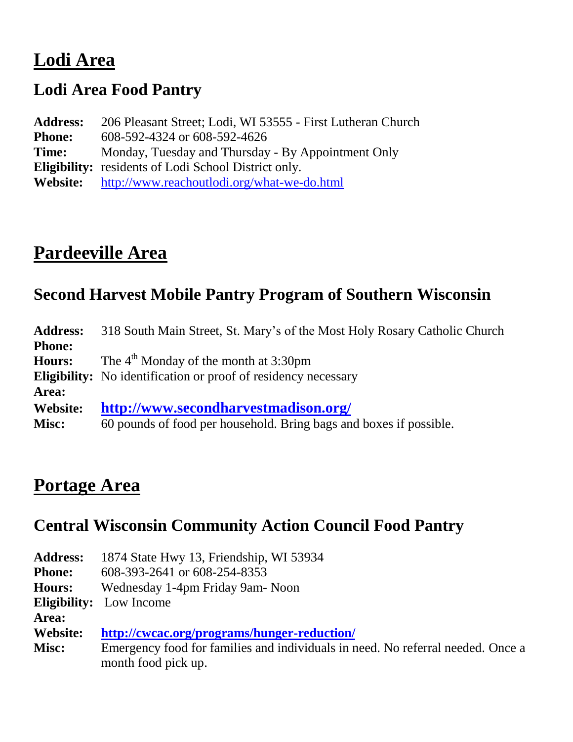# Lodi Area

## Lodi Area Food Pantry

**Address:** 206 Pleasant Street; Lodi, WI 53555 - First Lutheran Church
**Phone:** 608-592-4324 or 608-592-4626
**Time:** Monday, Tuesday and Thursday - By Appointment Only
**Eligibility:** residents of Lodi School District only.
**Website:** http://www.reachoutlodi.org/what-we-do.html

# Pardeeville Area

## Second Harvest Mobile Pantry Program of Southern Wisconsin

**Address:** 318 South Main Street, St. Mary's of the Most Holy Rosary Catholic Church
**Phone:**
**Hours:** The 4th Monday of the month at 3:30pm
**Eligibility:** No identification or proof of residency necessary
**Area:**
**Website:** **http://www.secondharvestmadison.org/**
**Misc:** 60 pounds of food per household. Bring bags and boxes if possible.

# Portage Area

## Central Wisconsin Community Action Council Food Pantry

**Address:** 1874 State Hwy 13, Friendship, WI 53934
**Phone:** 608-393-2641 or 608-254-8353
**Hours:** Wednesday 1-4pm Friday 9am- Noon
**Eligibility:** Low Income
**Area:**
**Website:** **http://cwcac.org/programs/hunger-reduction/**
**Misc:** Emergency food for families and individuals in need. No referral needed. Once a month food pick up.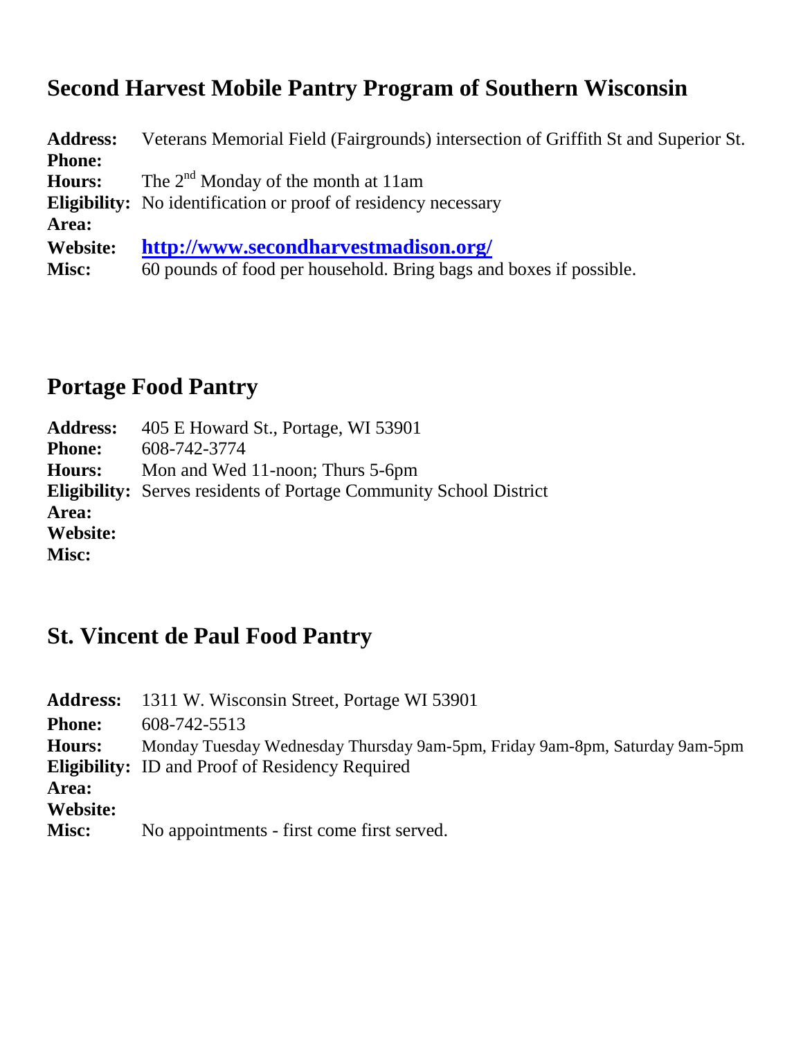## Second Harvest Mobile Pantry Program of Southern Wisconsin

**Address:** Veterans Memorial Field (Fairgrounds) intersection of Griffith St and Superior St.
**Phone:**
**Hours:** The 2nd Monday of the month at 11am
**Eligibility:** No identification or proof of residency necessary
**Area:**
**Website:** **http://www.secondharvestmadison.org/**
**Misc:** 60 pounds of food per household. Bring bags and boxes if possible.

## Portage Food Pantry

**Address:** 405 E Howard St., Portage, WI 53901
**Phone:** 608-742-3774
**Hours:** Mon and Wed 11-noon; Thurs 5-6pm
**Eligibility:** Serves residents of Portage Community School District
**Area:**
**Website:**
**Misc:**

## St. Vincent de Paul Food Pantry

**Address:** 1311 W. Wisconsin Street, Portage WI 53901
**Phone:** 608-742-5513
**Hours:** Monday Tuesday Wednesday Thursday 9am-5pm, Friday 9am-8pm, Saturday 9am-5pm
**Eligibility:** ID and Proof of Residency Required
**Area:**
**Website:**
**Misc:** No appointments - first come first served.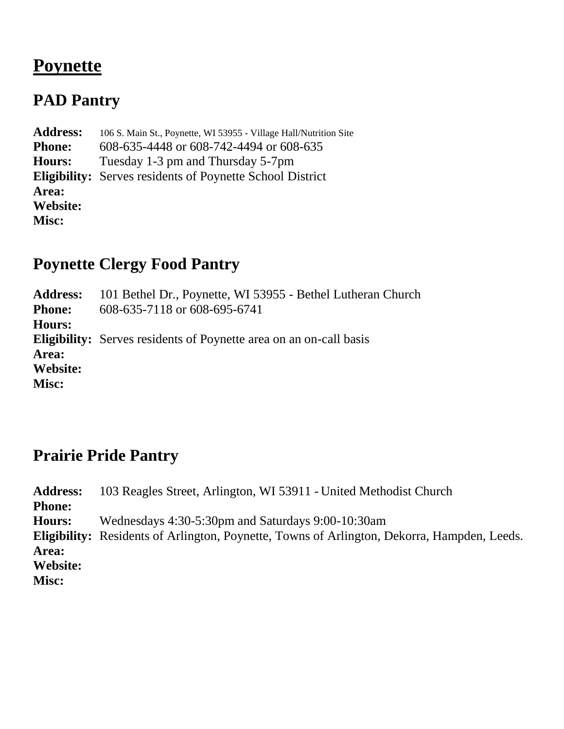# Poynette

## PAD Pantry

**Address:** 106 S. Main St., Poynette, WI 53955 - Village Hall/Nutrition Site
**Phone:** 608-635-4448 or 608-742-4494 or 608-635
**Hours:** Tuesday 1-3 pm and Thursday 5-7pm
**Eligibility:** Serves residents of Poynette School District
**Area:**
**Website:**
**Misc:**

## Poynette Clergy Food Pantry

**Address:** 101 Bethel Dr., Poynette, WI 53955 - Bethel Lutheran Church
**Phone:** 608-635-7118 or 608-695-6741
**Hours:**
**Eligibility:** Serves residents of Poynette area on an on-call basis
**Area:**
**Website:**
**Misc:**

## Prairie Pride Pantry

**Address:** 103 Reagles Street, Arlington, WI 53911 - United Methodist Church
**Phone:**
**Hours:** Wednesdays 4:30-5:30pm and Saturdays 9:00-10:30am
**Eligibility:** Residents of Arlington, Poynette, Towns of Arlington, Dekorra, Hampden, Leeds.
**Area:**
**Website:**
**Misc:**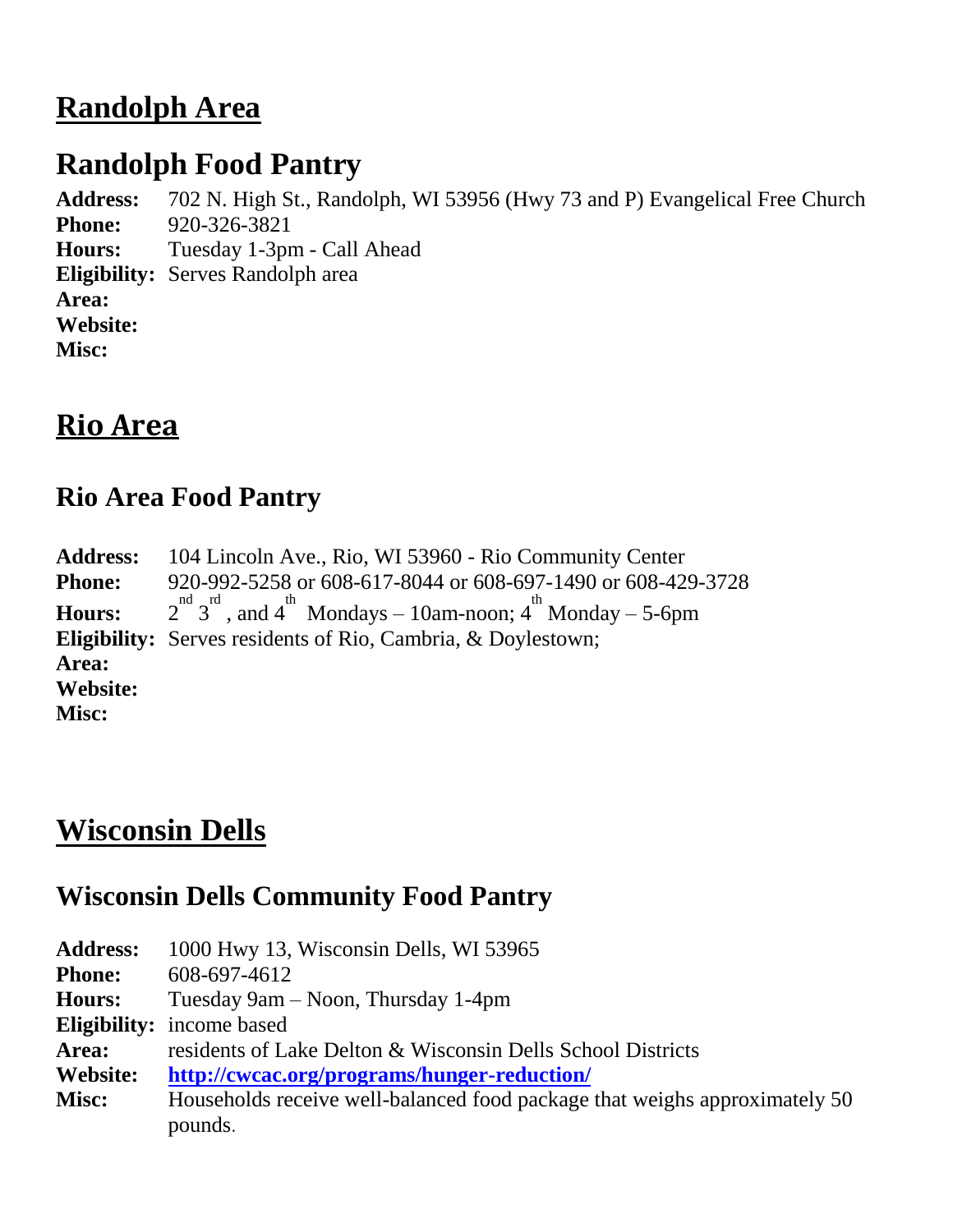# Randolph Area

## Randolph Food Pantry

**Address:** 702 N. High St., Randolph, WI 53956 (Hwy 73 and P) Evangelical Free Church
**Phone:** 920-326-3821
**Hours:** Tuesday 1-3pm - Call Ahead
**Eligibility:** Serves Randolph area
**Area:**
**Website:**
**Misc:**

# Rio Area

### Rio Area Food Pantry

**Address:** 104 Lincoln Ave., Rio, WI 53960 - Rio Community Center
**Phone:** 920-992-5258 or 608-617-8044 or 608-697-1490 or 608-429-3728
**Hours:** 2nd 3rd, and 4th Mondays – 10am-noon; 4th Monday – 5-6pm
**Eligibility:** Serves residents of Rio, Cambria, & Doylestown;
**Area:**
**Website:**
**Misc:**

# Wisconsin Dells

### Wisconsin Dells Community Food Pantry

**Address:** 1000 Hwy 13, Wisconsin Dells, WI 53965
**Phone:** 608-697-4612
**Hours:** Tuesday 9am – Noon, Thursday 1-4pm
**Eligibility:** income based
**Area:** residents of Lake Delton & Wisconsin Dells School Districts
**Website:** **http://cwcac.org/programs/hunger-reduction/**
**Misc:** Households receive well-balanced food package that weighs approximately 50 pounds.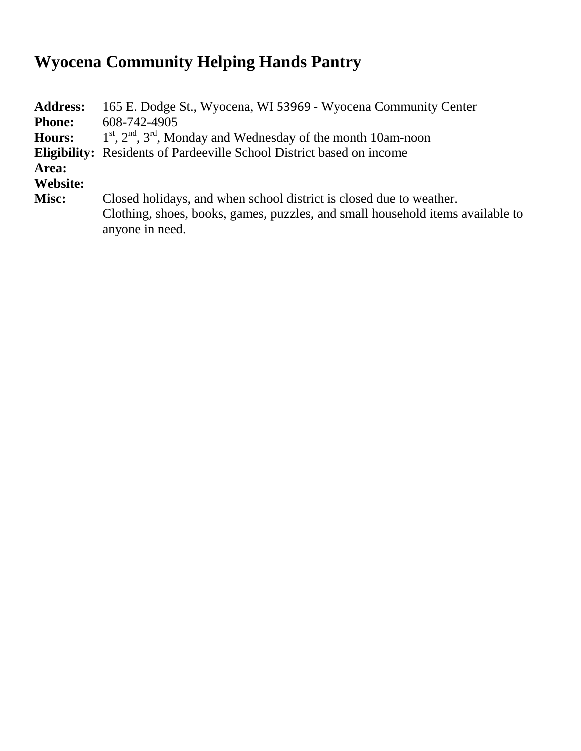## Wyocena Community Helping Hands Pantry

**Address:** 165 E. Dodge St., Wyocena, WI 53969 - Wyocena Community Center
**Phone:** 608-742-4905
**Hours:** 1st, 2nd, 3rd, Monday and Wednesday of the month 10am-noon
**Eligibility:** Residents of Pardeeville School District based on income
**Area:**
**Website:**
**Misc:** Closed holidays, and when school district is closed due to weather.
Clothing, shoes, books, games, puzzles, and small household items available to anyone in need.